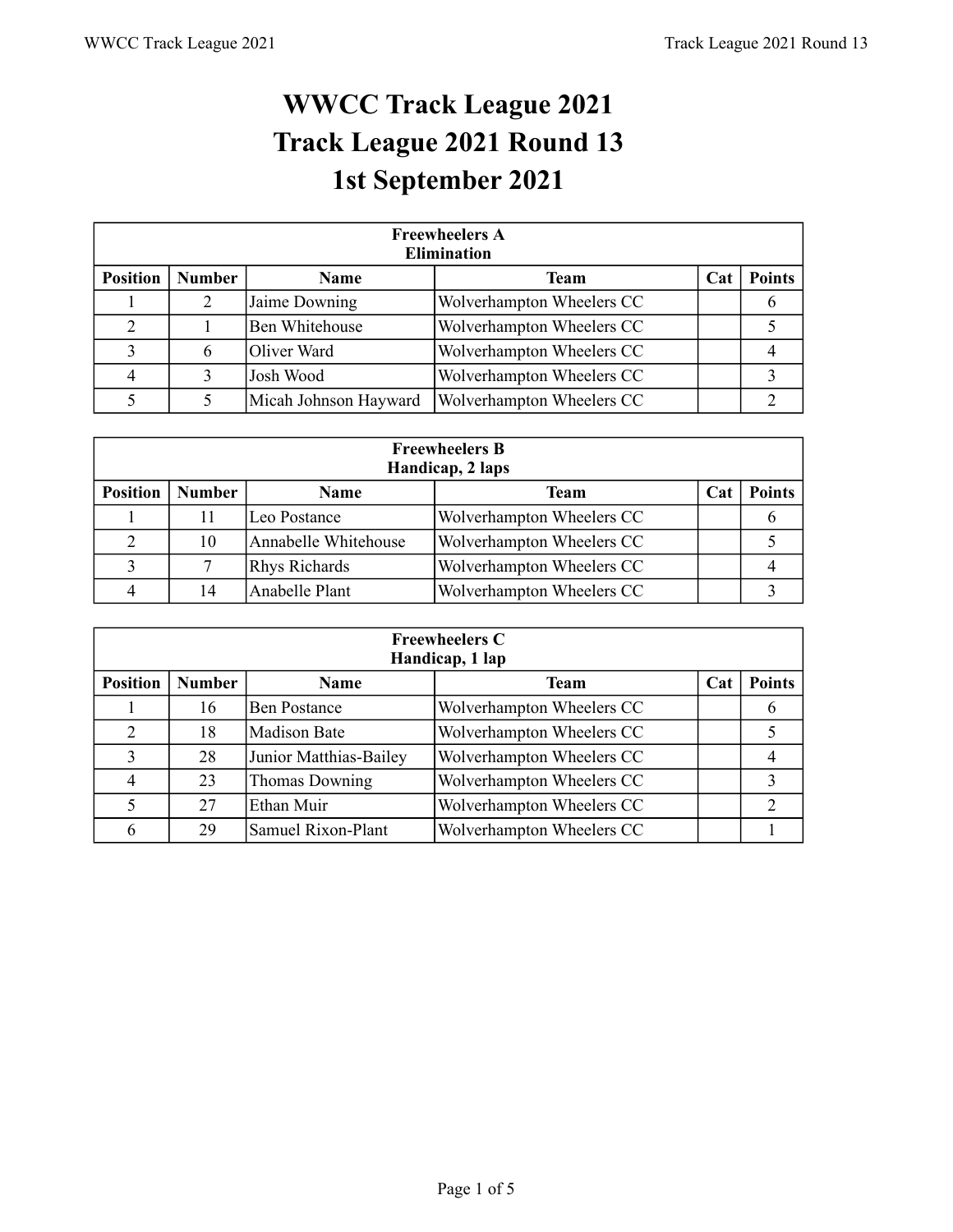# WWCC Track League 2021
# Track League 2021 Round 13
# 1st September 2021

| Freewheelers A<br>Elimination | | | | | |
|---|---|---|---|---|---|
| **Position** | **Number** | **Name** | **Team** | **Cat** | **Points** |
| 1 | 2 | Jaime Downing | Wolverhampton Wheelers CC | | 6 |
| 2 | 1 | Ben Whitehouse | Wolverhampton Wheelers CC | | 5 |
| 3 | 6 | Oliver Ward | Wolverhampton Wheelers CC | | 4 |
| 4 | 3 | Josh Wood | Wolverhampton Wheelers CC | | 3 |
| 5 | 5 | Micah Johnson Hayward | Wolverhampton Wheelers CC | | 2 |

| Freewheelers B<br>Handicap, 2 laps | | | | | |
|---|---|---|---|---|---|
| **Position** | **Number** | **Name** | **Team** | **Cat** | **Points** |
| 1 | 11 | Leo Postance | Wolverhampton Wheelers CC | | 6 |
| 2 | 10 | Annabelle Whitehouse | Wolverhampton Wheelers CC | | 5 |
| 3 | 7 | Rhys Richards | Wolverhampton Wheelers CC | | 4 |
| 4 | 14 | Anabelle Plant | Wolverhampton Wheelers CC | | 3 |

| Freewheelers C<br>Handicap, 1 lap | | | | | |
|---|---|---|---|---|---|
| **Position** | **Number** | **Name** | **Team** | **Cat** | **Points** |
| 1 | 16 | Ben Postance | Wolverhampton Wheelers CC | | 6 |
| 2 | 18 | Madison Bate | Wolverhampton Wheelers CC | | 5 |
| 3 | 28 | Junior Matthias-Bailey | Wolverhampton Wheelers CC | | 4 |
| 4 | 23 | Thomas Downing | Wolverhampton Wheelers CC | | 3 |
| 5 | 27 | Ethan Muir | Wolverhampton Wheelers CC | | 2 |
| 6 | 29 | Samuel Rixon-Plant | Wolverhampton Wheelers CC | | 1 |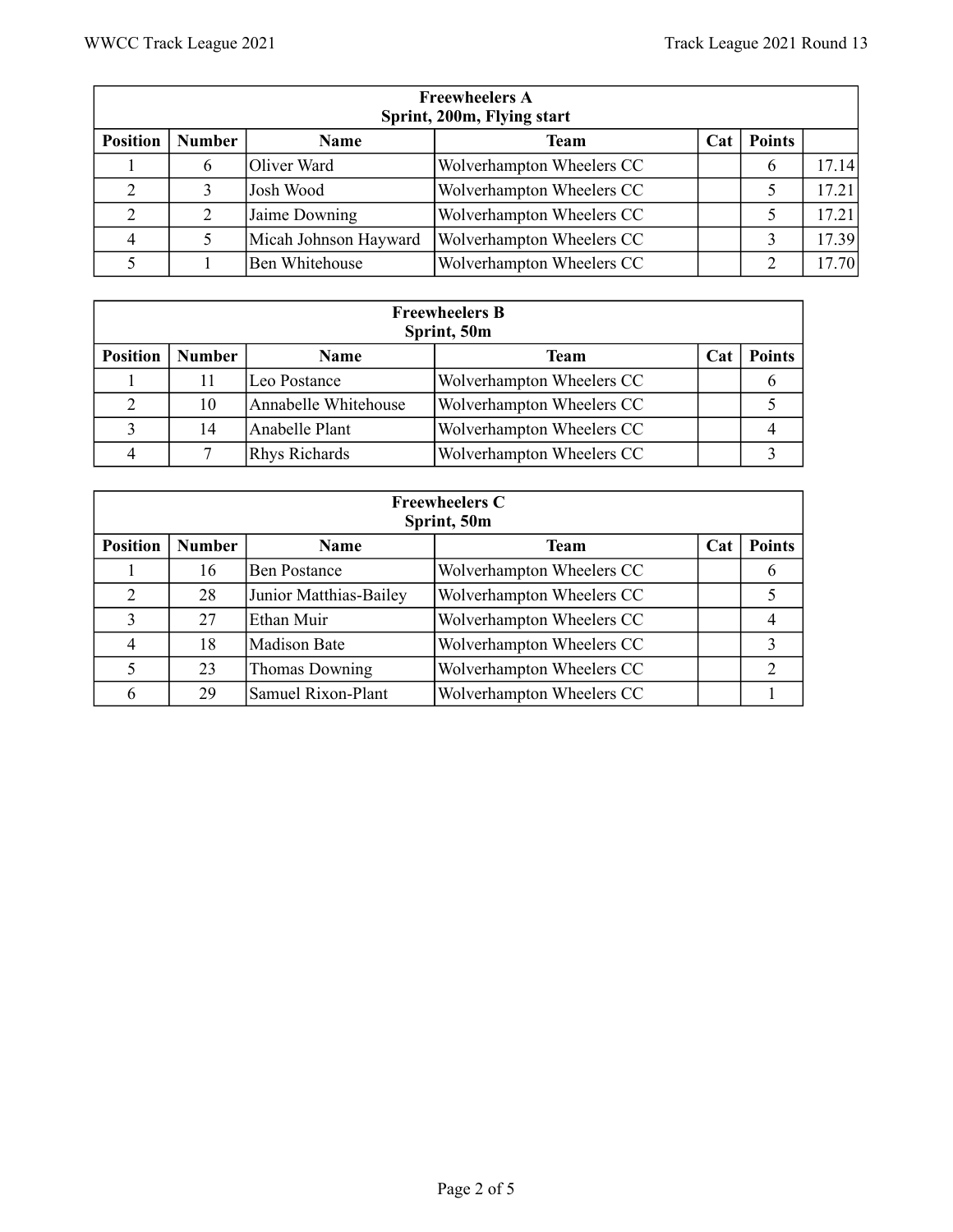| Freewheelers A<br>Sprint, 200m, Flying start | | | | | | |
|---|---|---|---|---|---|---|
| **Position** | **Number** | **Name** | **Team** | **Cat** | **Points** | |
| 1 | 6 | Oliver Ward | Wolverhampton Wheelers CC | | 6 | 17.14 |
| 2 | 3 | Josh Wood | Wolverhampton Wheelers CC | | 5 | 17.21 |
| 2 | 2 | Jaime Downing | Wolverhampton Wheelers CC | | 5 | 17.21 |
| 4 | 5 | Micah Johnson Hayward | Wolverhampton Wheelers CC | | 3 | 17.39 |
| 5 | 1 | Ben Whitehouse | Wolverhampton Wheelers CC | | 2 | 17.70 |

| Freewheelers B<br>Sprint, 50m | | | | | |
|---|---|---|---|---|---|
| **Position** | **Number** | **Name** | **Team** | **Cat** | **Points** |
| 1 | 11 | Leo Postance | Wolverhampton Wheelers CC | | 6 |
| 2 | 10 | Annabelle Whitehouse | Wolverhampton Wheelers CC | | 5 |
| 3 | 14 | Anabelle Plant | Wolverhampton Wheelers CC | | 4 |
| 4 | 7 | Rhys Richards | Wolverhampton Wheelers CC | | 3 |

| Freewheelers C<br>Sprint, 50m | | | | | |
|---|---|---|---|---|---|
| **Position** | **Number** | **Name** | **Team** | **Cat** | **Points** |
| 1 | 16 | Ben Postance | Wolverhampton Wheelers CC | | 6 |
| 2 | 28 | Junior Matthias-Bailey | Wolverhampton Wheelers CC | | 5 |
| 3 | 27 | Ethan Muir | Wolverhampton Wheelers CC | | 4 |
| 4 | 18 | Madison Bate | Wolverhampton Wheelers CC | | 3 |
| 5 | 23 | Thomas Downing | Wolverhampton Wheelers CC | | 2 |
| 6 | 29 | Samuel Rixon-Plant | Wolverhampton Wheelers CC | | 1 |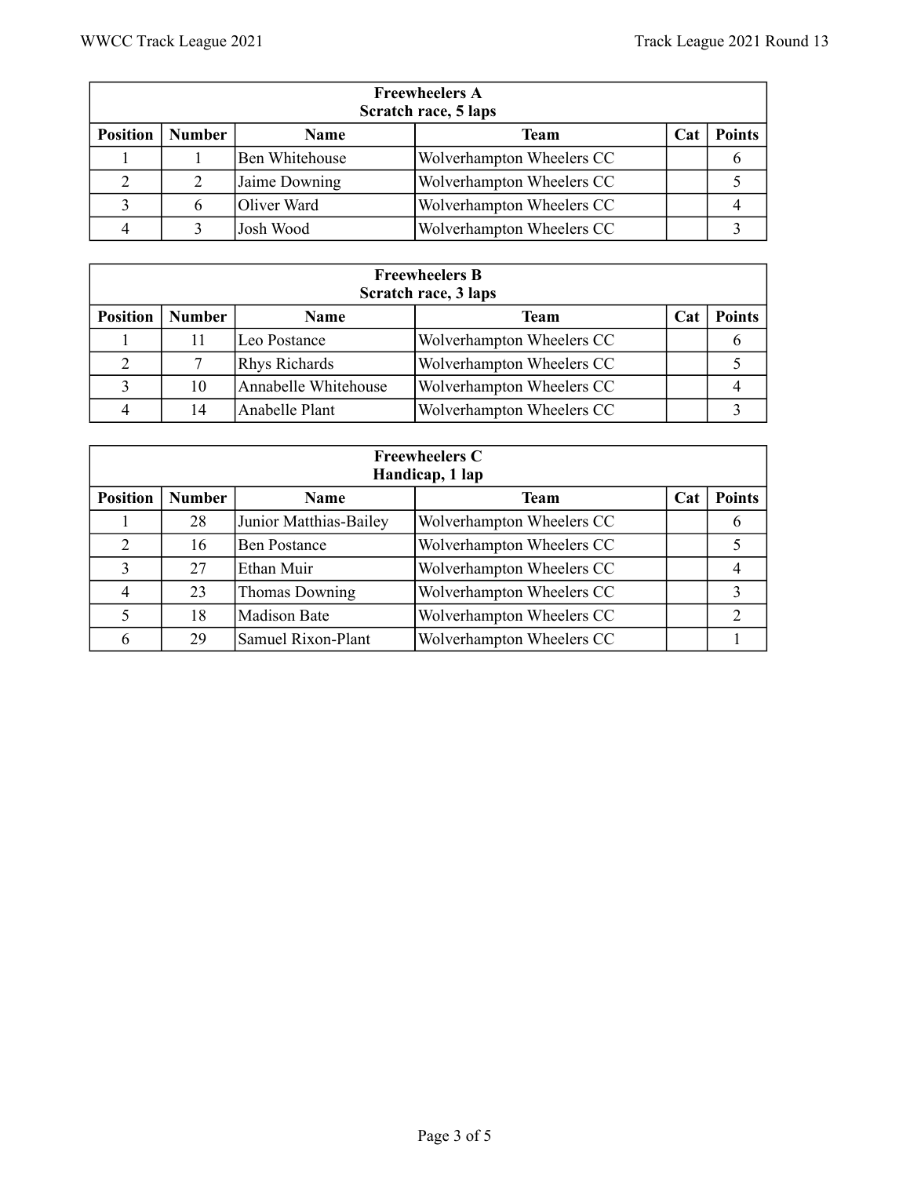**Freewheelers A**
**Scratch race, 5 laps**

| Position | Number | Name | Team | Cat | Points |
|---|---|---|---|---|---|
| 1 | 1 | Ben Whitehouse | Wolverhampton Wheelers CC | | 6 |
| 2 | 2 | Jaime Downing | Wolverhampton Wheelers CC | | 5 |
| 3 | 6 | Oliver Ward | Wolverhampton Wheelers CC | | 4 |
| 4 | 3 | Josh Wood | Wolverhampton Wheelers CC | | 3 |

**Freewheelers B**
**Scratch race, 3 laps**

| Position | Number | Name | Team | Cat | Points |
|---|---|---|---|---|---|
| 1 | 11 | Leo Postance | Wolverhampton Wheelers CC | | 6 |
| 2 | 7 | Rhys Richards | Wolverhampton Wheelers CC | | 5 |
| 3 | 10 | Annabelle Whitehouse | Wolverhampton Wheelers CC | | 4 |
| 4 | 14 | Anabelle Plant | Wolverhampton Wheelers CC | | 3 |

**Freewheelers C**
**Handicap, 1 lap**

| Position | Number | Name | Team | Cat | Points |
|---|---|---|---|---|---|
| 1 | 28 | Junior Matthias-Bailey | Wolverhampton Wheelers CC | | 6 |
| 2 | 16 | Ben Postance | Wolverhampton Wheelers CC | | 5 |
| 3 | 27 | Ethan Muir | Wolverhampton Wheelers CC | | 4 |
| 4 | 23 | Thomas Downing | Wolverhampton Wheelers CC | | 3 |
| 5 | 18 | Madison Bate | Wolverhampton Wheelers CC | | 2 |
| 6 | 29 | Samuel Rixon-Plant | Wolverhampton Wheelers CC | | 1 |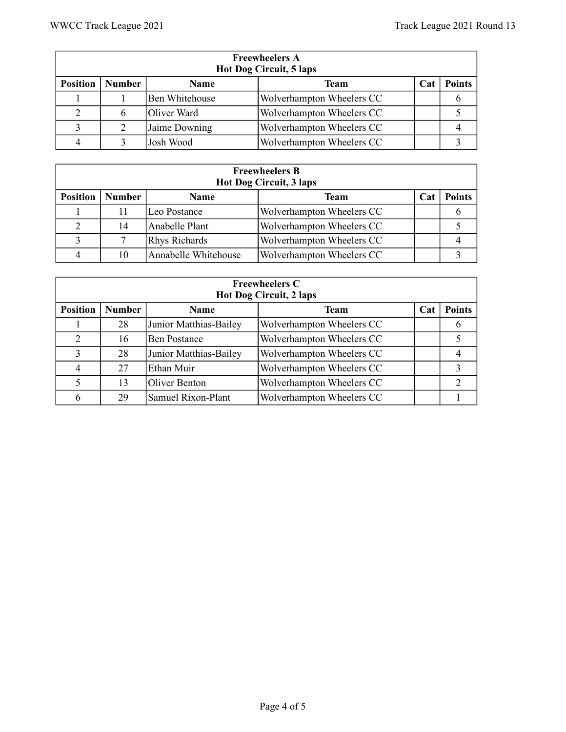| Freewheelers A<br>Hot Dog Circuit, 5 laps | | | | | |
|---|---|---|---|---|---|
| **Position** | **Number** | **Name** | **Team** | **Cat** | **Points** |
| 1 | 1 | Ben Whitehouse | Wolverhampton Wheelers CC | | 6 |
| 2 | 6 | Oliver Ward | Wolverhampton Wheelers CC | | 5 |
| 3 | 2 | Jaime Downing | Wolverhampton Wheelers CC | | 4 |
| 4 | 3 | Josh Wood | Wolverhampton Wheelers CC | | 3 |

| Freewheelers B<br>Hot Dog Circuit, 3 laps | | | | | |
|---|---|---|---|---|---|
| **Position** | **Number** | **Name** | **Team** | **Cat** | **Points** |
| 1 | 11 | Leo Postance | Wolverhampton Wheelers CC | | 6 |
| 2 | 14 | Anabelle Plant | Wolverhampton Wheelers CC | | 5 |
| 3 | 7 | Rhys Richards | Wolverhampton Wheelers CC | | 4 |
| 4 | 10 | Annabelle Whitehouse | Wolverhampton Wheelers CC | | 3 |

| Freewheelers C<br>Hot Dog Circuit, 2 laps | | | | | |
|---|---|---|---|---|---|
| **Position** | **Number** | **Name** | **Team** | **Cat** | **Points** |
| 1 | 28 | Junior Matthias-Bailey | Wolverhampton Wheelers CC | | 6 |
| 2 | 16 | Ben Postance | Wolverhampton Wheelers CC | | 5 |
| 3 | 28 | Junior Matthias-Bailey | Wolverhampton Wheelers CC | | 4 |
| 4 | 27 | Ethan Muir | Wolverhampton Wheelers CC | | 3 |
| 5 | 13 | Oliver Benton | Wolverhampton Wheelers CC | | 2 |
| 6 | 29 | Samuel Rixon-Plant | Wolverhampton Wheelers CC | | 1 |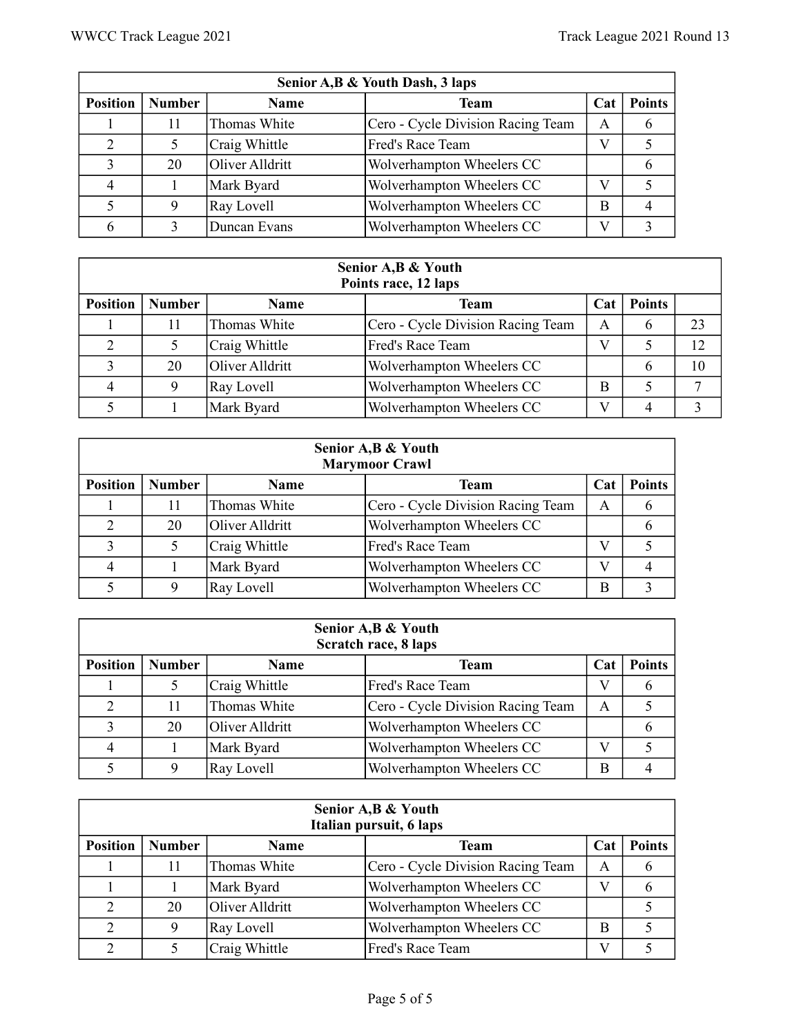| Senior A,B & Youth Dash, 3 laps | | | | | |
|---|---|---|---|---|---|
| **Position** | **Number** | **Name** | **Team** | **Cat** | **Points** |
| 1 | 11 | Thomas White | Cero - Cycle Division Racing Team | A | 6 |
| 2 | 5 | Craig Whittle | Fred's Race Team | V | 5 |
| 3 | 20 | Oliver Alldritt | Wolverhampton Wheelers CC | | 6 |
| 4 | 1 | Mark Byard | Wolverhampton Wheelers CC | V | 5 |
| 5 | 9 | Ray Lovell | Wolverhampton Wheelers CC | B | 4 |
| 6 | 3 | Duncan Evans | Wolverhampton Wheelers CC | V | 3 |

| Senior A,B & Youth Points race, 12 laps | | | | | | |
|---|---|---|---|---|---|---|
| **Position** | **Number** | **Name** | **Team** | **Cat** | **Points** | |
| 1 | 11 | Thomas White | Cero - Cycle Division Racing Team | A | 6 | 23 |
| 2 | 5 | Craig Whittle | Fred's Race Team | V | 5 | 12 |
| 3 | 20 | Oliver Alldritt | Wolverhampton Wheelers CC | | 6 | 10 |
| 4 | 9 | Ray Lovell | Wolverhampton Wheelers CC | B | 5 | 7 |
| 5 | 1 | Mark Byard | Wolverhampton Wheelers CC | V | 4 | 3 |

| Senior A,B & Youth Marymoor Crawl | | | | | |
|---|---|---|---|---|---|
| **Position** | **Number** | **Name** | **Team** | **Cat** | **Points** |
| 1 | 11 | Thomas White | Cero - Cycle Division Racing Team | A | 6 |
| 2 | 20 | Oliver Alldritt | Wolverhampton Wheelers CC | | 6 |
| 3 | 5 | Craig Whittle | Fred's Race Team | V | 5 |
| 4 | 1 | Mark Byard | Wolverhampton Wheelers CC | V | 4 |
| 5 | 9 | Ray Lovell | Wolverhampton Wheelers CC | B | 3 |

| Senior A,B & Youth Scratch race, 8 laps | | | | | |
|---|---|---|---|---|---|
| **Position** | **Number** | **Name** | **Team** | **Cat** | **Points** |
| 1 | 5 | Craig Whittle | Fred's Race Team | V | 6 |
| 2 | 11 | Thomas White | Cero - Cycle Division Racing Team | A | 5 |
| 3 | 20 | Oliver Alldritt | Wolverhampton Wheelers CC | | 6 |
| 4 | 1 | Mark Byard | Wolverhampton Wheelers CC | V | 5 |
| 5 | 9 | Ray Lovell | Wolverhampton Wheelers CC | B | 4 |

| Senior A,B & Youth Italian pursuit, 6 laps | | | | | |
|---|---|---|---|---|---|
| **Position** | **Number** | **Name** | **Team** | **Cat** | **Points** |
| 1 | 11 | Thomas White | Cero - Cycle Division Racing Team | A | 6 |
| 1 | 1 | Mark Byard | Wolverhampton Wheelers CC | V | 6 |
| 2 | 20 | Oliver Alldritt | Wolverhampton Wheelers CC | | 5 |
| 2 | 9 | Ray Lovell | Wolverhampton Wheelers CC | B | 5 |
| 2 | 5 | Craig Whittle | Fred's Race Team | V | 5 |